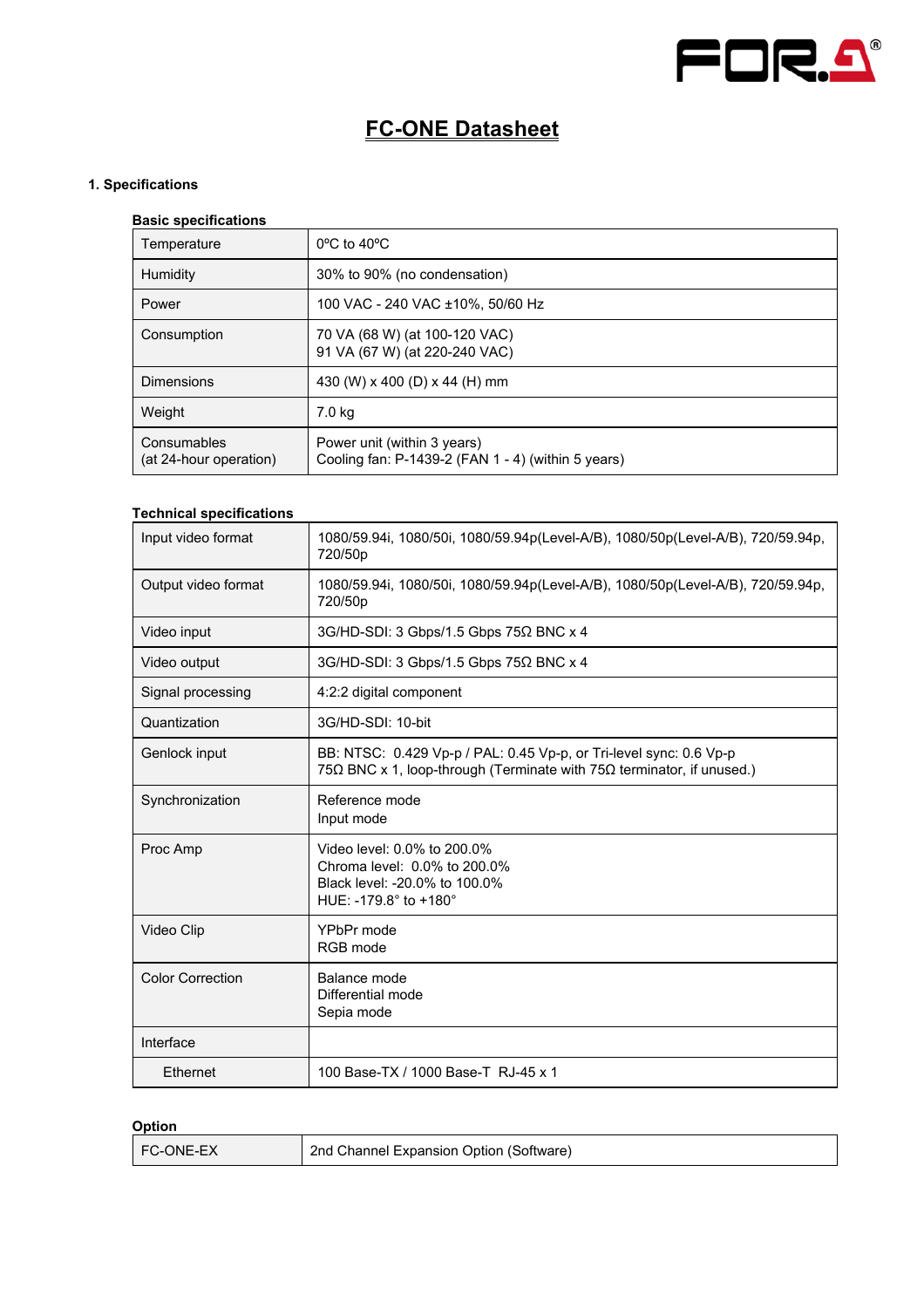# FC-ONE Datasheet

## 1. Specifications

### Basic specifications

| | |
|---|---|
| Temperature | 0ºC to 40ºC |
| Humidity | 30% to 90% (no condensation) |
| Power | 100 VAC - 240 VAC ±10%, 50/60 Hz |
| Consumption | 70 VA (68 W) (at 100-120 VAC)<br>91 VA (67 W) (at 220-240 VAC) |
| Dimensions | 430 (W) x 400 (D) x 44 (H) mm |
| Weight | 7.0 kg |
| Consumables<br>(at 24-hour operation) | Power unit (within 3 years)<br>Cooling fan: P-1439-2 (FAN 1 - 4) (within 5 years) |

### Technical specifications

| | |
|---|---|
| Input video format | 1080/59.94i, 1080/50i, 1080/59.94p(Level-A/B), 1080/50p(Level-A/B), 720/59.94p, 720/50p |
| Output video format | 1080/59.94i, 1080/50i, 1080/59.94p(Level-A/B), 1080/50p(Level-A/B), 720/59.94p, 720/50p |
| Video input | 3G/HD-SDI: 3 Gbps/1.5 Gbps 75Ω BNC x 4 |
| Video output | 3G/HD-SDI: 3 Gbps/1.5 Gbps 75Ω BNC x 4 |
| Signal processing | 4:2:2 digital component |
| Quantization | 3G/HD-SDI: 10-bit |
| Genlock input | BB: NTSC: 0.429 Vp-p / PAL: 0.45 Vp-p, or Tri-level sync: 0.6 Vp-p<br>75Ω BNC x 1, loop-through (Terminate with 75Ω terminator, if unused.) |
| Synchronization | Reference mode<br>Input mode |
| Proc Amp | Video level: 0.0% to 200.0%<br>Chroma level: 0.0% to 200.0%<br>Black level: -20.0% to 100.0%<br>HUE: -179.8° to +180° |
| Video Clip | YPbPr mode<br>RGB mode |
| Color Correction | Balance mode<br>Differential mode<br>Sepia mode |
| Interface | |
| Ethernet | 100 Base-TX / 1000 Base-T RJ-45 x 1 |

### Option

| | |
|---|---|
| FC-ONE-EX | 2nd Channel Expansion Option (Software) |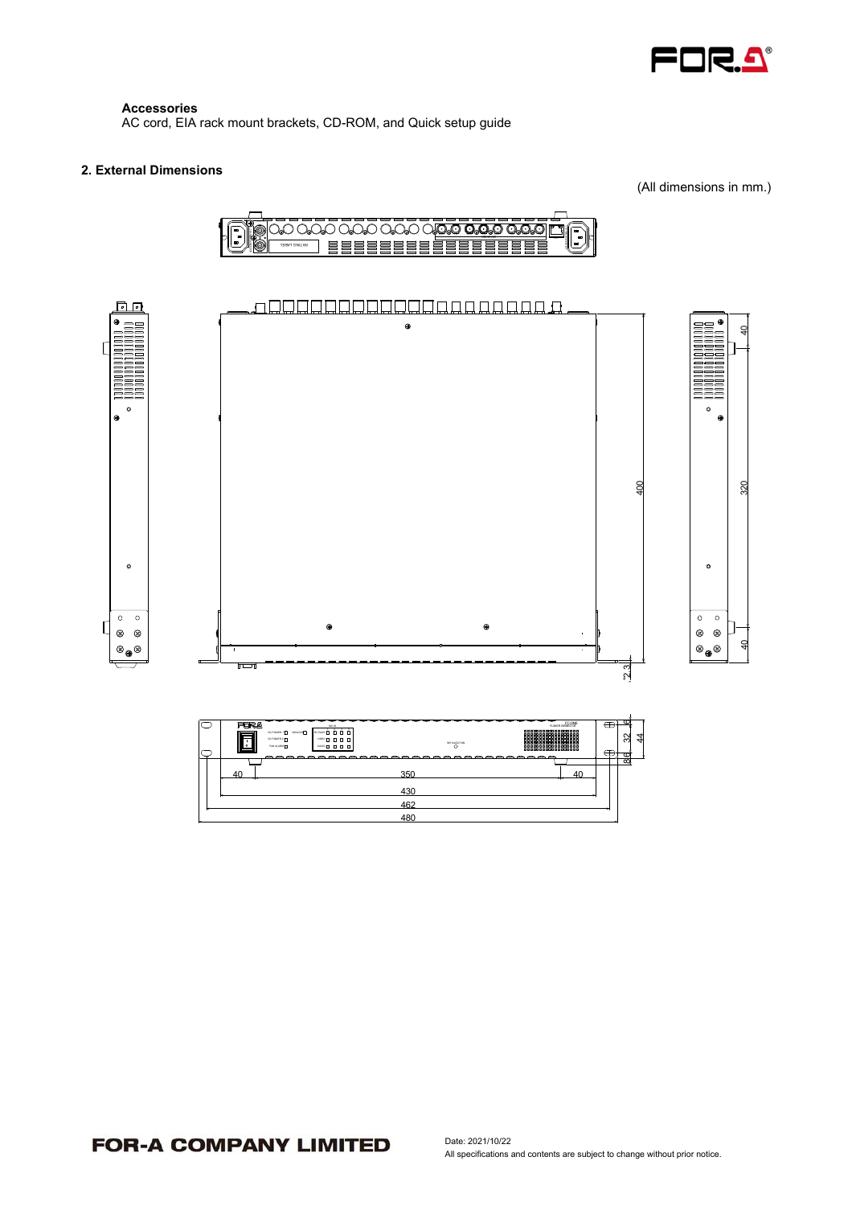**Accessories**
AC cord, EIA rack mount brackets, CD-ROM, and Quick setup guide

## 2. External Dimensions

(All dimensions in mm.)

400

40

320

40

2.3

6

32

44

8.6

40

350

40

430

462

480